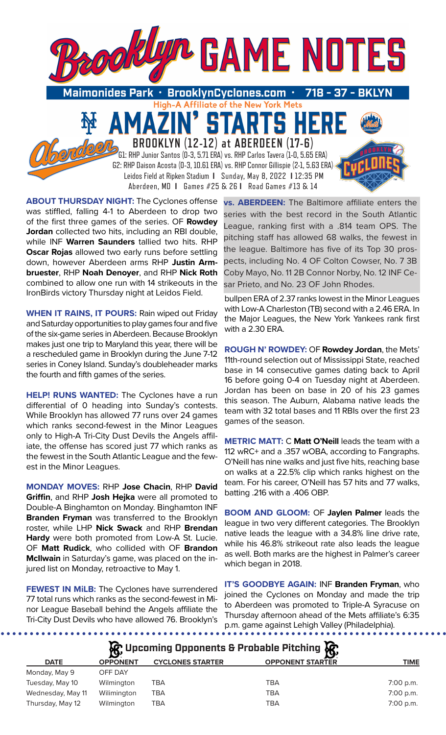# Brooklyn GAME NOTES

**Maimonides Park · BrooklynCyclones.com · 718 - 37 - BKLYN**

**High-A Affiliate of the New York Mets**

## AMAZIN' STARTS HERE

### BROOKLYN (12-12) at ABERDEEN (17-6)

G1: RHP Junior Santos (0-3, 5.71 ERA) vs. RHP Carlos Tavera (1-0, 5.65 ERA)
G2: RHP Daison Acosta (0-3, 10.61 ERA) vs. RHP Connor Gillispie (2-1, 5.63 ERA)
Leidos Field at Ripken Stadium | Sunday, May 8, 2022 | 12:35 PM
Aberdeen, MD | Games #25 & 26 | Road Games #13 & 14

**ABOUT THURSDAY NIGHT:** The Cyclones offense was stiffled, falling 4-1 to Aberdeen to drop two of the first three games of the series. OF **Rowdey Jordan** collected two hits, including an RBI double, while INF **Warren Saunders** tallied two hits. RHP **Oscar Rojas** allowed two early runs before settling down, however Aberdeen arms RHP **Justin Armbruester**, RHP **Noah Denoyer**, and RHP **Nick Roth** combined to allow one run with 14 strikeouts in the IronBirds victory Thursday night at Leidos Field.

**WHEN IT RAINS, IT POURS:** Rain wiped out Friday and Saturday opportunities to play games four and five of the six-game series in Aberdeen. Because Brooklyn makes just one trip to Maryland this year, there will be a rescheduled game in Brooklyn during the June 7-12 series in Coney Island. Sunday's doubleheader marks the fourth and fifth games of the series.

**HELP! RUNS WANTED:** The Cyclones have a run differential of 0 heading into Sunday's contests. While Brooklyn has allowed 77 runs over 24 games which ranks second-fewest in the Minor Leagues only to High-A Tri-City Dust Devils the Angels affiliate, the offense has scored just 77 which ranks as the fewest in the South Atlantic League and the fewest in the Minor Leagues.

**MONDAY MOVES:** RHP **Jose Chacin**, RHP **David Griffin**, and RHP **Josh Hejka** were all promoted to Double-A Binghamton on Monday. Binghamton INF **Branden Fryman** was transferred to the Brooklyn roster, while LHP **Nick Swack** and RHP **Brendan Hardy** were both promoted from Low-A St. Lucie. OF **Matt Rudick**, who collided with OF **Brandon McIlwain** in Saturday's game, was placed on the injured list on Monday, retroactive to May 1.

**FEWEST IN MiLB:** The Cyclones have surrendered 77 total runs which ranks as the second-fewest in Minor League Baseball behind the Angels affiliate the Tri-City Dust Devils who have allowed 76. Brooklyn's bullpen ERA of 2.37 ranks lowest in the Minor Leagues with Low-A Charleston (TB) second with a 2.46 ERA. In the Major Leagues, the New York Yankees rank first with a 2.30 ERA.

**vs. ABERDEEN:** The Baltimore affiliate enters the series with the best record in the South Atlantic League, ranking first with a .814 team OPS. The pitching staff has allowed 68 walks, the fewest in the league. Baltimore has five of its Top 30 prospects, including No. 4 OF Colton Cowser, No. 7 3B Coby Mayo, No. 11 2B Connor Norby, No. 12 INF Cesar Prieto, and No. 23 OF John Rhodes.

**ROUGH N' ROWDEY:** OF **Rowdey Jordan**, the Mets' 11th-round selection out of Mississippi State, reached base in 14 consecutive games dating back to April 16 before going 0-4 on Tuesday night at Aberdeen. Jordan has been on base in 20 of his 23 games this season. The Auburn, Alabama native leads the team with 32 total bases and 11 RBIs over the first 23 games of the season.

**METRIC MATT:** C **Matt O'Neill** leads the team with a 112 wRC+ and a .357 wOBA, according to Fangraphs. O'Neill has nine walks and just five hits, reaching base on walks at a 22.5% clip which ranks highest on the team. For his career, O'Neill has 57 hits and 77 walks, batting .216 with a .406 OBP.

**BOOM AND GLOOM:** OF **Jaylen Palmer** leads the league in two very different categories. The Brooklyn native leads the league with a 34.8% line drive rate, while his 46.8% strikeout rate also leads the league as well. Both marks are the highest in Palmer's career which began in 2018.

**IT'S GOODBYE AGAIN:** INF **Branden Fryman**, who joined the Cyclones on Monday and made the trip to Aberdeen was promoted to Triple-A Syracuse on Thursday afternoon ahead of the Mets affiliate's 6:35 p.m. game against Lehigh Valley (Philadelphia).

### Upcoming Opponents & Probable Pitching

| DATE | OPPONENT | CYCLONES STARTER | OPPONENT STARTER | TIME |
|---|---|---|---|---|
| Monday, May 9 | OFF DAY | | | |
| Tuesday, May 10 | Wilmington | TBA | TBA | 7:00 p.m. |
| Wednesday, May 11 | Wilimington | TBA | TBA | 7:00 p.m. |
| Thursday, May 12 | Wilmington | TBA | TBA | 7:00 p.m. |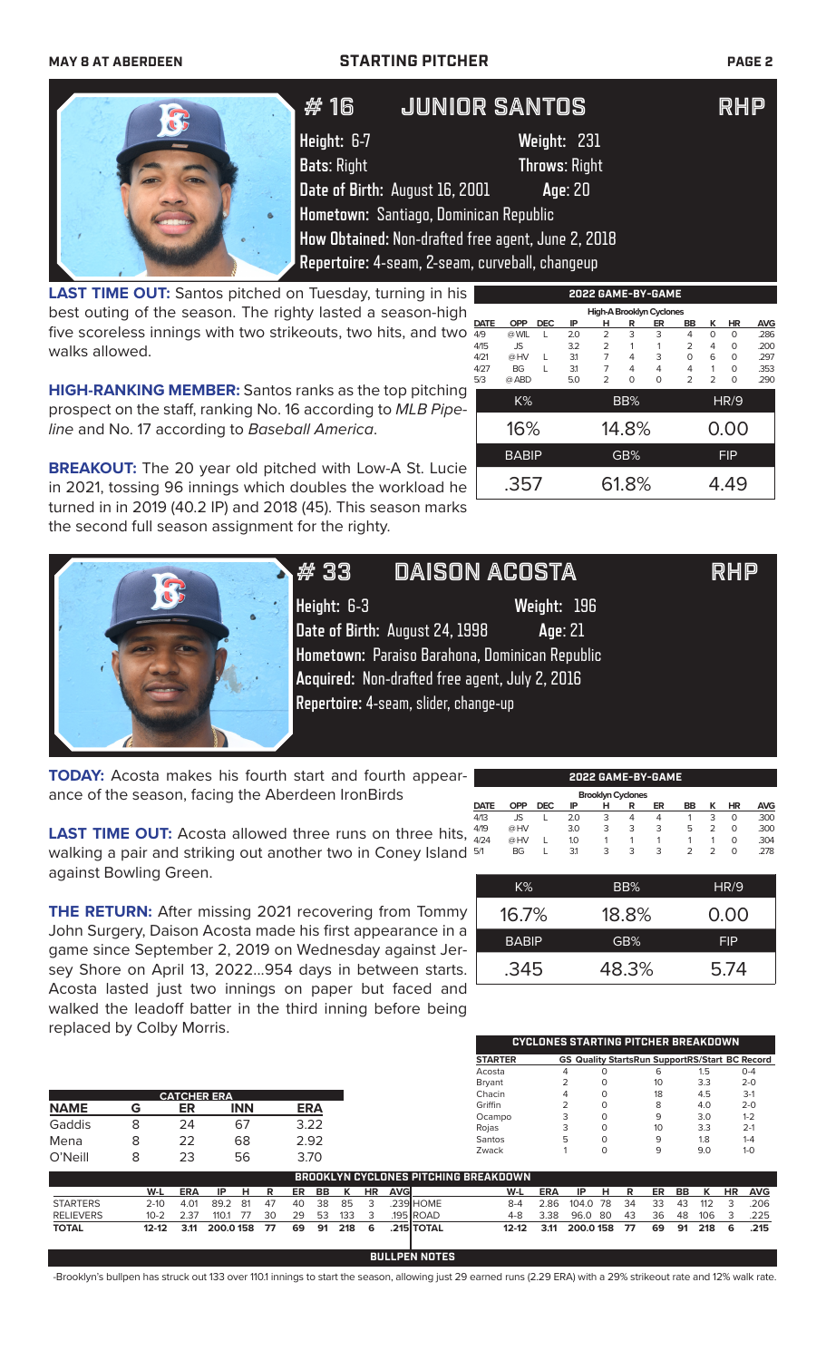MAY 8 AT ABERDEEN

## STARTING PITCHER

# #16 JUNIOR SANTOS RHP

**Height:** 6-7 **Weight:** 231
**Bats:** Right **Throws:** Right
**Date of Birth:** August 16, 2001 **Age:** 20
**Hometown:** Santiago, Dominican Republic
**How Obtained:** Non-drafted free agent, June 2, 2018
**Repertoire:** 4-seam, 2-seam, curveball, changeup

**LAST TIME OUT:** Santos pitched on Tuesday, turning in his best outing of the season. The righty lasted a season-high five scoreless innings with two strikeouts, two hits, and two walks allowed.

**HIGH-RANKING MEMBER:** Santos ranks as the top pitching prospect on the staff, ranking No. 16 according to *MLB Pipeline* and No. 17 according to *Baseball America*.

**BREAKOUT:** The 20 year old pitched with Low-A St. Lucie in 2021, tossing 96 innings which doubles the workload he turned in in 2019 (40.2 IP) and 2018 (45). This season marks the second full season assignment for the righty.

**2022 GAME-BY-GAME**

High-A Brooklyn Cyclones

| DATE | OPP | DEC | IP | H | R | ER | BB | K | HR | AVG |
|---|---|---|---|---|---|---|---|---|---|---|
| 4/9 | @WIL | L | 2.0 | 2 | 3 | 3 | 4 | 0 | 0 | .286 |
| 4/15 | JS | | 3.2 | 2 | 1 | 1 | 2 | 4 | 0 | .200 |
| 4/21 | @HV | L | 3.1 | 7 | 4 | 3 | 0 | 6 | 0 | .297 |
| 4/27 | BG | L | 3.1 | 7 | 4 | 4 | 4 | 1 | 0 | .353 |
| 5/3 | @ABD | | 5.0 | 2 | 0 | 0 | 2 | 2 | 0 | .290 |

| K% | BB% | HR/9 |
|---|---|---|
| 16% | 14.8% | 0.00 |
| **BABIP** | **GB%** | **FIP** |
| .357 | 61.8% | 4.49 |

# #33 DAISON ACOSTA RHP

**Height:** 6-3 **Weight:** 196
**Date of Birth:** August 24, 1998 **Age:** 21
**Hometown:** Paraiso Barahona, Dominican Republic
**Acquired:** Non-drafted free agent, July 2, 2016
**Repertoire:** 4-seam, slider, change-up

**TODAY:** Acosta makes his fourth start and fourth appearance of the season, facing the Aberdeen IronBirds

**LAST TIME OUT:** Acosta allowed three runs on three hits, walking a pair and striking out another two in Coney Island against Bowling Green.

**THE RETURN:** After missing 2021 recovering from Tommy John Surgery, Daison Acosta made his first appearance in a game since September 2, 2019 on Wednesday against Jersey Shore on April 13, 2022...954 days in between starts. Acosta lasted just two innings on paper but faced and walked the leadoff batter in the third inning before being replaced by Colby Morris.

**2022 GAME-BY-GAME**

Brooklyn Cyclones

| DATE | OPP | DEC | IP | H | R | ER | BB | K | HR | AVG |
|---|---|---|---|---|---|---|---|---|---|---|
| 4/13 | JS | L | 2.0 | 3 | 4 | 4 | 1 | 3 | 0 | .300 |
| 4/19 | @HV | | 3.0 | 3 | 3 | 3 | 5 | 2 | 0 | .300 |
| 4/24 | @HV | L | 1.0 | 1 | 1 | 1 | 1 | 1 | 0 | .304 |
| 5/1 | BG | L | 3.1 | 3 | 3 | 3 | 2 | 2 | 0 | .278 |

| K% | BB% | HR/9 |
|---|---|---|
| 16.7% | 18.8% | 0.00 |
| **BABIP** | **GB%** | **FIP** |
| .345 | 48.3% | 5.74 |

**CYCLONES STARTING PITCHER BREAKDOWN**

| STARTER | GS | Quality Starts | Run Support | RS/Start | BC Record |
|---|---|---|---|---|---|
| Acosta | 4 | 0 | 6 | 1.5 | 0-4 |
| Bryant | 2 | 0 | 10 | 3.3 | 2-0 |
| Chacin | 4 | 0 | 18 | 4.5 | 3-1 |
| Griffin | 2 | 0 | 8 | 4.0 | 2-0 |
| Ocampo | 3 | 0 | 9 | 3.0 | 1-2 |
| Rojas | 3 | 0 | 10 | 3.3 | 2-1 |
| Santos | 5 | 0 | 9 | 1.8 | 1-4 |
| Zwack | 1 | 0 | 9 | 9.0 | 1-0 |

**CATCHER ERA**

| NAME | G | ER | INN | ERA |
|---|---|---|---|---|
| Gaddis | 8 | 24 | 67 | 3.22 |
| Mena | 8 | 22 | 68 | 2.92 |
| O'Neill | 8 | 23 | 56 | 3.70 |

**BROOKLYN CYCLONES PITCHING BREAKDOWN**

| | W-L | ERA | IP | H | R | ER | BB | K | HR | AVG |
|---|---|---|---|---|---|---|---|---|---|---|
| STARTERS | 2-10 | 4.01 | 89.2 | 81 | 47 | 40 | 38 | 85 | 3 | .239 |
| RELIEVERS | 10-2 | 2.37 | 110.1 | 77 | 30 | 29 | 53 | 133 | 3 | .195 |
| TOTAL | 12-12 | 3.11 | 200.0 | 158 | 77 | 69 | 91 | 218 | 6 | .215 |

| | W-L | ERA | IP | H | R | ER | BB | K | HR | AVG |
|---|---|---|---|---|---|---|---|---|---|---|
| HOME | 8-4 | 2.86 | 104.0 | 78 | 34 | 33 | 43 | 112 | 3 | .206 |
| ROAD | 4-8 | 3.38 | 96.0 | 80 | 43 | 36 | 48 | 106 | 3 | .225 |
| TOTAL | 12-12 | 3.11 | 200.0 | 158 | 77 | 69 | 91 | 218 | 6 | .215 |

**BULLPEN NOTES**

-Brooklyn's bullpen has struck out 133 over 110.1 innings to start the season, allowing just 29 earned runs (2.29 ERA) with a 29% strikeout rate and 12% walk rate.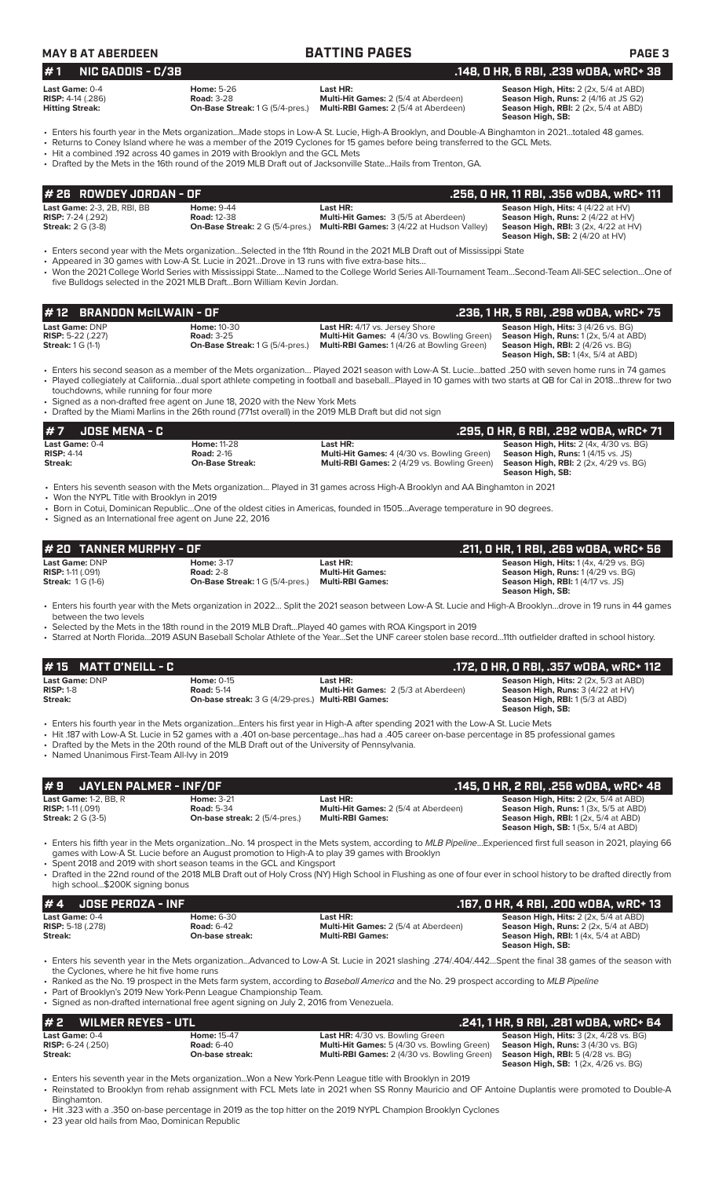# BATTING PAGES

MAY 8 AT ABERDEEN

## # 1 NIC GADDIS - C/3B .148, 0 HR, 6 RBI, .239 wOBA, wRC+ 38

**Last Game:** 0-4
**RISP:** 4-14 (.286)
**Hitting Streak:**

**Home:** 5-26
**Road:** 3-28
**On-Base Streak:** 1 G (5/4-pres.)

**Last HR:**
**Multi-Hit Games:** 2 (5/4 at Aberdeen)
**Multi-RBI Games:** 2 (5/4 at Aberdeen)

**Season High, Hits:** 2 (2x, 5/4 at ABD)
**Season High, Runs:** 2 (4/16 at JS G2)
**Season High, RBI:** 2 (2x, 5/4 at ABD)
**Season High, SB:**

- Enters his fourth year in the Mets organization...Made stops in Low-A St. Lucie, High-A Brooklyn, and Double-A Binghamton in 2021...totaled 48 games.
- Returns to Coney Island where he was a member of the 2019 Cyclones for 15 games before being transferred to the GCL Mets.
- Hit a combined .192 across 40 games in 2019 with Brooklyn and the GCL Mets
- Drafted by the Mets in the 16th round of the 2019 MLB Draft out of Jacksonville State...Hails from Trenton, GA.

## # 26 ROWDEY JORDAN - OF .256, 0 HR, 11 RBI, .356 wOBA, wRC+ 111

**Last Game:** 2-3, 2B, RBI, BB
**RISP:** 7-24 (.292)
**Streak:** 2 G (3-8)

**Home:** 9-44
**Road:** 12-38
**On-Base Streak:** 2 G (5/4-pres.)

**Last HR:**
**Multi-Hit Games:** 3 (5/5 at Aberdeen)
**Multi-RBI Games:** 3 (4/22 at Hudson Valley)

**Season High, Hits:** 4 (4/22 at HV)
**Season High, Runs:** 2 (4/22 at HV)
**Season High, RBI:** 3 (2x, 4/22 at HV)
**Season High, SB:** 2 (4/20 at HV)

- Enters second year with the Mets organization...Selected in the 11th Round in the 2021 MLB Draft out of Mississippi State
- Appeared in 30 games with Low-A St. Lucie in 2021...Drove in 13 runs with five extra-base hits...
- Won the 2021 College World Series with Mississippi State....Named to the College World Series All-Tournament Team...Second-Team All-SEC selection...One of five Bulldogs selected in the 2021 MLB Draft...Born William Kevin Jordan.

## # 12 BRANDON McILWAIN - OF .236, 1 HR, 5 RBI, .298 wOBA, wRC+ 75

**Last Game:** DNP
**RISP:** 5-22 (.227)
**Streak:** 1 G (1-1)

**Home:** 10-30
**Road:** 3-25
**On-Base Streak:** 1 G (5/4-pres.)

**Last HR:** 4/17 vs. Jersey Shore
**Multi-Hit Games:** 4 (4/30 vs. Bowling Green)
**Multi-RBI Games:** 1 (4/26 at Bowling Green)

**Season High, Hits:** 3 (4/26 vs. BG)
**Season High, Runs:** 1 (2x, 5/4 at ABD)
**Season High, RBI:** 2 (4/26 vs. BG)
**Season High, SB:** 1 (4x, 5/4 at ABD)

- Enters his second season as a member of the Mets organization... Played 2021 season with Low-A St. Lucie...batted .250 with seven home runs in 74 games
- Played collegiately at California...dual sport athlete competing in football and baseball...Played in 10 games with two starts at QB for Cal in 2018...threw for two touchdowns, while running for four more
- Signed as a non-drafted free agent on June 18, 2020 with the New York Mets
- Drafted by the Miami Marlins in the 26th round (771st overall) in the 2019 MLB Draft but did not sign

## # 7 JOSE MENA - C .295, 0 HR, 6 RBI, .292 wOBA, wRC+ 71

**Last Game:** 0-4
**RISP:** 4-14
**Streak:**

**Home:** 11-28
**Road:** 2-16
**On-Base Streak:**

**Last HR:**
**Multi-Hit Games:** 4 (4/30 vs. Bowling Green)
**Multi-RBI Games:** 2 (4/29 vs. Bowling Green)

**Season High, Hits:** 2 (4x, 4/30 vs. BG)
**Season High, Runs:** 1 (4/15 vs. JS)
**Season High, RBI:** 2 (2x, 4/29 vs. BG)
**Season High, SB:**

- Enters his seventh season with the Mets organization... Played in 31 games across High-A Brooklyn and AA Binghamton in 2021
- Won the NYPL Title with Brooklyn in 2019
- Born in Cotui, Dominican Republic...One of the oldest cities in Americas, founded in 1505...Average temperature in 90 degrees.
- Signed as an International free agent on June 22, 2016

## # 20 TANNER MURPHY - OF .211, 0 HR, 1 RBI, .269 wOBA, wRC+ 56

**Last Game:** DNP
**RISP:** 1-11 (.091)
**Streak:** 1 G (1-6)

**Home:** 3-17
**Road:** 2-8
**On-Base Streak:** 1 G (5/4-pres.)

**Last HR:**
**Multi-Hit Games:**
**Multi-RBI Games:**

**Season High, Hits:** 1 (4x, 4/29 vs. BG)
**Season High, Runs:** 1 (4/29 vs. BG)
**Season High, RBI:** 1 (4/17 vs. JS)
**Season High, SB:**

- Enters his fourth year with the Mets organization in 2022... Split the 2021 season between Low-A St. Lucie and High-A Brooklyn...drove in 19 runs in 44 games between the two levels
- Selected by the Mets in the 18th round in the 2019 MLB Draft...Played 40 games with ROA Kingsport in 2019
- Starred at North Florida...2019 ASUN Baseball Scholar Athlete of the Year...Set the UNF career stolen base record...11th outfielder drafted in school history.

## # 15 MATT O'NEILL - C .172, 0 HR, 0 RBI, .357 wOBA, wRC+ 112

**Last Game:** DNP
**RISP:** 1-8
**Streak:**

**Home:** 0-15
**Road:** 5-14
**On-base streak:** 3 G (4/29-pres.)

**Last HR:**
**Multi-Hit Games:** 2 (5/3 at Aberdeen)
**Multi-RBI Games:**

**Season High, Hits:** 2 (2x, 5/3 at ABD)
**Season High, Runs:** 3 (4/22 at HV)
**Season High, RBI:** 1 (5/3 at ABD)
**Season High, SB:**

- Enters his fourth year in the Mets organization...Enters his first year in High-A after spending 2021 with the Low-A St. Lucie Mets
- Hit .187 with Low-A St. Lucie in 52 games with a .401 on-base percentage...has had a .405 career on-base percentage in 85 professional games
- Drafted by the Mets in the 20th round of the MLB Draft out of the University of Pennsylvania.
- Named Unanimous First-Team All-Ivy in 2019

## # 9 JAYLEN PALMER - INF/OF .145, 0 HR, 2 RBI, .256 wOBA, wRC+ 48

**Last Game:** 1-2, BB, R
**RISP:** 1-11 (.091)
**Streak:** 2 G (3-5)

**Home:** 3-21
**Road:** 5-34
**On-base streak:** 2 (5/4-pres.)

**Last HR:**
**Multi-Hit Games:** 2 (5/4 at Aberdeen)
**Multi-RBI Games:**

**Season High, Hits:** 2 (2x, 5/4 at ABD)
**Season High, Runs:** 1 (3x, 5/5 at ABD)
**Season High, RBI:** 1 (2x, 5/4 at ABD)
**Season High, SB:** 1 (5x, 5/4 at ABD)

- Enters his fifth year in the Mets organization...No. 14 prospect in the Mets system, according to *MLB Pipeline*...Experienced first full season in 2021, playing 66 games with Low-A St. Lucie before an August promotion to High-A to play 39 games with Brooklyn
- Spent 2018 and 2019 with short season teams in the GCL and Kingsport
- Drafted in the 22nd round of the 2018 MLB Draft of Holy Cross (NY) High School in Flushing as one of four ever in school history to be drafted directly from high school...$200K signing bonus

## # 4 JOSE PEROZA - INF .167, 0 HR, 4 RBI, .200 wOBA, wRC+ 13

**Last Game:** 0-4
**RISP:** 5-18 (.278)
**Streak:**

**Home:** 6-30
**Road:** 6-42
**On-base streak:**

**Last HR:**
**Multi-Hit Games:** 2 (5/4 at Aberdeen)
**Multi-RBI Games:**

**Season High, Hits:** 2 (2x, 5/4 at ABD)
**Season High, Runs:** 2 (2x, 5/4 at ABD)
**Season High, RBI:** 1 (4x, 5/4 at ABD)
**Season High, SB:**

- Enters his seventh year in the Mets organization...Advanced to Low-A St. Lucie in 2021 slashing .274/.404/.442...Spent the final 38 games of the season with the Cyclones, where he hit five home runs
- Ranked as the No. 19 prospect in the Mets farm system, according to *Baseball America* and the No. 29 prospect according to *MLB Pipeline*
- Part of Brooklyn's 2019 New York-Penn League Championship Team.
- Signed as non-drafted international free agent signing on July 2, 2016 from Venezuela.

## # 2 WILMER REYES - UTL .241, 1 HR, 9 RBI, .281 wOBA, wRC+ 64

**Last Game:** 0-4
**RISP:** 6-24 (.250)
**Streak:**

**Home:** 15-47
**Road:** 6-40
**On-base streak:**

**Last HR:** 4/30 vs. Bowling Green
**Multi-Hit Games:** 5 (4/30 vs. Bowling Green)
**Multi-RBI Games:** 2 (4/30 vs. Bowling Green)

**Season High, Hits:** 3 (2x, 4/28 vs. BG)
**Season High, Runs:** 3 (4/30 vs. BG)
**Season High, RBI:** 5 (4/28 vs. BG)
**Season High, SB:** 1 (2x, 4/26 vs. BG)

- Enters his seventh year in the Mets organization...Won a New York-Penn League title with Brooklyn in 2019
- Reinstated to Brooklyn from rehab assignment with FCL Mets late in 2021 when SS Ronny Mauricio and OF Antoine Duplantis were promoted to Double-A Binghamton.
- Hit .323 with a .350 on-base percentage in 2019 as the top hitter on the 2019 NYPL Champion Brooklyn Cyclones
- 23 year old hails from Mao, Dominican Republic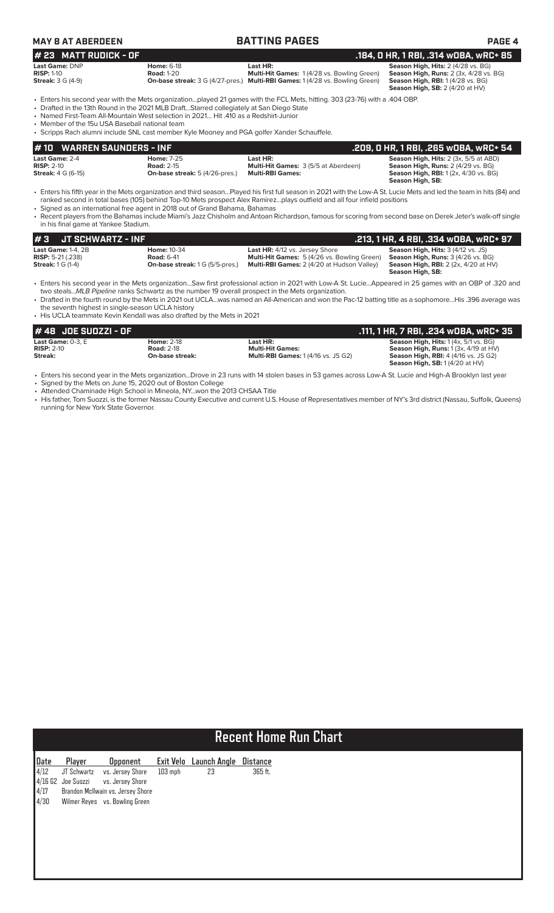## BATTING PAGES

### # 23 MATT RUDICK - OF — .184, 0 HR, 1 RBI, .314 wOBA, wRC+ 85

| | | | |
|---|---|---|---|
| **Last Game:** DNP | **Home:** 6-18 | **Last HR:** | **Season High, Hits:** 2 (4/28 vs. BG) |
| **RISP:** 1-10 | **Road:** 1-20 | **Multi-Hit Games:** 1 (4/28 vs. Bowling Green) | **Season High, Runs:** 2 (3x, 4/28 vs. BG) |
| **Streak:** 3 G (4-9) | **On-base streak:** 3 G (4/27-pres.) | **Multi-RBI Games:** 1 (4/28 vs. Bowling Green) | **Season High, RBI:** 1 (4/28 vs. BG) |
| | | | **Season High, SB:** 2 (4/20 at HV) |

- Enters his second year with the Mets organization...played 21 games with the FCL Mets, hitting. 303 (23-76) with a .404 OBP.
- Drafted in the 13th Round in the 2021 MLB Draft...Starred collegiately at San Diego State
- Named First-Team All-Mountain West selection in 2021... Hit .410 as a Redshirt-Junior
- Member of the 15u USA Baseball national team
- Scripps Rach alumni include SNL cast member Kyle Mooney and PGA golfer Xander Schauffele.

### # 10 WARREN SAUNDERS - INF — .209, 0 HR, 1 RBI, .265 wOBA, wRC+ 54

| | | | |
|---|---|---|---|
| **Last Game:** 2-4 | **Home:** 7-25 | **Last HR:** | **Season High, Hits:** 2 (3x, 5/5 at ABD) |
| **RISP:** 2-10 | **Road:** 2-15 | **Multi-Hit Games:** 3 (5/5 at Aberdeen) | **Season High, Runs:** 2 (4/29 vs. BG) |
| **Streak:** 4 G (6-15) | **On-base streak:** 5 (4/26-pres.) | **Multi-RBI Games:** | **Season High, RBI:** 1 (2x, 4/30 vs. BG) |
| | | | **Season High, SB:** |

- Enters his fifth year in the Mets organization and third season...Played his first full season in 2021 with the Low-A St. Lucie Mets and led the team in hits (84) and ranked second in total bases (105) behind Top-10 Mets prospect Alex Ramirez...plays outfield and all four infield positions
- Signed as an international free agent in 2018 out of Grand Bahama, Bahamas
- Recent players from the Bahamas include Miami's Jazz Chisholm and Antoan Richardson, famous for scoring from second base on Derek Jeter's walk-off single in his final game at Yankee Stadium.

### # 3 JT SCHWARTZ - INF — .213, 1 HR, 4 RBI, .334 wOBA, wRC+ 97

| | | | |
|---|---|---|---|
| **Last Game:** 1-4, 2B | **Home:** 10-34 | **Last HR:** 4/12 vs. Jersey Shore | **Season High, Hits:** 3 (4/12 vs. JS) |
| **RISP:** 5-21 (.238) | **Road:** 6-41 | **Multi-Hit Games:** 5 (4/26 vs. Bowling Green) | **Season High, Runs:** 3 (4/26 vs. BG) |
| **Streak:** 1 G (1-4) | **On-base streak:** 1 G (5/5-pres.) | **Multi-RBI Games:** 2 (4/20 at Hudson Valley) | **Season High, RBI:** 2 (2x, 4/20 at HV) |
| | | | **Season High, SB:** |

- Enters his second year in the Mets organization...Saw first professional action in 2021 with Low-A St. Lucie...Appeared in 25 games with an OBP of .320 and two steals...*MLB Pipeline* ranks Schwartz as the number 19 overall prospect in the Mets organization.
- Drafted in the fourth round by the Mets in 2021 out UCLA...was named an All-American and won the Pac-12 batting title as a sophomore...His .396 average was the seventh highest in single-season UCLA history
- His UCLA teammate Kevin Kendall was also drafted by the Mets in 2021

### # 48 JOE SUOZZI - OF — .111, 1 HR, 7 RBI, .234 wOBA, wRC+ 35

| | | | |
|---|---|---|---|
| **Last Game:** 0-3, E | **Home:** 2-18 | **Last HR:** | **Season High, Hits:** 1 (4x, 5/1 vs. BG) |
| **RISP:** 2-10 | **Road:** 2-18 | **Multi-Hit Games:** | **Season High, Runs:** 1 (3x, 4/19 at HV) |
| **Streak:** | **On-base streak:** | **Multi-RBI Games:** 1 (4/16 vs. JS G2) | **Season High, RBI:** 4 (4/16 vs. JS G2) |
| | | | **Season High, SB:** 1 (4/20 at HV) |

- Enters his second year in the Mets organization...Drove in 23 runs with 14 stolen bases in 53 games across Low-A St. Lucie and High-A Brooklyn last year
- Signed by the Mets on June 15, 2020 out of Boston College
- Attended Chaminade High School in Mineola, NY...won the 2013 CHSAA Title
- His father, Tom Suozzi, is the former Nassau County Executive and current U.S. House of Representatives member of NY's 3rd district (Nassau, Suffolk, Queens) running for New York State Governor.

## Recent Home Run Chart

| Date | Player | Opponent | Exit Velo | Launch Angle | Distance |
|---|---|---|---|---|---|
| 4/12 | JT Schwartz | vs. Jersey Shore | 103 mph | 23 | 365 ft. |
| 4/16 G2 | Joe Suozzi | vs. Jersey Shore | | | |
| 4/17 | Brandon McIlwain | vs. Jersey Shore | | | |
| 4/30 | Wilmer Reyes | vs. Bowling Green | | | |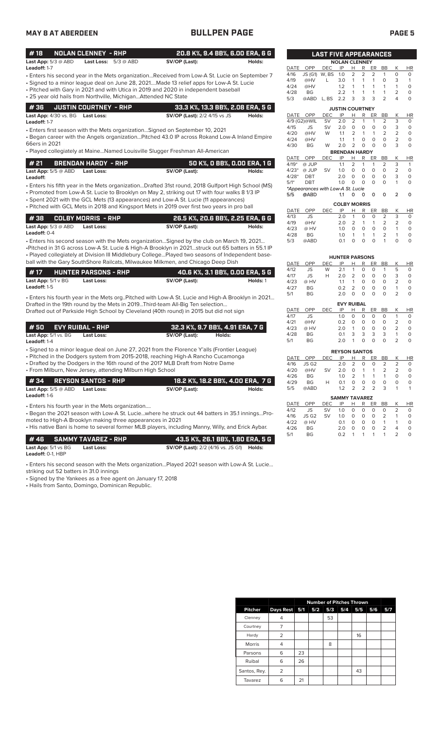# MAY 8 AT ABERDEEN — BULLPEN PAGE

## # 18 NOLAN CLENNEY - RHP — 20.8 K%, 9.4 BB%, 6.00 ERA, 6 G

**Last App:** 5/3 @ ABD **Last Loss:** 5/3 @ ABD **SV/OP (Last):** **Holds:**
**Leadoff:** 1-7

- Enters his second year in the Mets organization...Received from Low-A St. Lucie on September 7
- Signed to a minor league deal on June 28, 2021....Made 13 relief apps for Low-A St. Lucie
- Pitched with Gary in 2021 and with Utica in 2019 and 2020 in independent baseball
- 25 year old hails from Northville, Michigan...Attended NC State

## # 36 JUSTIN COURTNEY - RHP — 33.3 K%, 13.3 BB%, 2.08 ERA, 5 G

**Last App:** 4/30 vs. BG **Last Loss:** **SV/OP (Last):** 2/2 4/15 vs JS **Holds:**
**Leadoff:** 1-7

- Enters first season with the Mets organization...Signed on September 10, 2021
- Began career with the Angels organization...Pitched 43.0 IP across Rokand Low-A Inland Empire 66ers in 2021
- Played collegiately at Maine...Named Louisville Slugger Freshman All-American

## # 21 BRENDAN HARDY - RHP — 50 K%, 0 BB%, 0.00 ERA, 1 G

**Last App:** 5/5 @ ABD **Last Loss:** **SV/OP (Last):** **Holds:**
**Leadoff:**

- Enters his fifth year in the Mets organization...Drafted 31st round, 2018 Gulfport High School (MS)
- Promoted from Low-A St. Lucie to Brooklyn on May 2, striking out 17 with four walks 8 1/3 IP
- Spent 2021 with the GCL Mets (13 appearances) and Low-A St. Lucie (11 appearances)
- Pitched with GCL Mets in 2018 and Kingsport Mets in 2019 over first two years in pro ball

## # 38 COLBY MORRIS - RHP — 26.5 K%, 20.6 BB%, 2.25 ERA, 6 G

**Last App:** 5/3 @ ABD **Last Loss:** **SV/OP (Last):** **Holds:**
**Leadoff:** 0-4

- Enters his second season with the Mets organization...Signed by the club on March 19, 2021...
- Pitched in 31 G across Low-A St. Lucie & High-A Brooklyn in 2021...struck out 65 batters in 55.1 IP
- Played collegiately at Division III Middlebury College...Played two seasons of Independent baseball with the Gary SouthShore Railcats, Milwaukee Milkmen, and Chicago Deep Dish

## # 17 HUNTER PARSONS - RHP — 40.6 K%, 3.1 BB%, 0.00 ERA, 5 G

**Last App:** 5/1 v BG **Last Loss:** **SV/OP (Last):** **Holds:** 1
**Leadoff:** 1-5

- Enters his fourth year in the Mets org..Pitched with Low-A St. Lucie and High-A Brooklyn in 2021... Drafted in the 19th round by the Mets in 2019...Third-team All-Big Ten selection... Drafted out of Parkside High School by Cleveland (40th round) in 2015 but did not sign

## # 50 EVY RUIBAL - RHP — 32.3 K%, 9.7 BB%, 4.91 ERA, 7 G

**Last App:** 5/1 vs. BG **Last Loss:** **SV/OP (Last):** **Holds:**
**Leadoff:** 1-4

- Signed to a minor league deal on June 27, 2021 from the Florence Y'alls (Frontier League)
- Pitched in the Dodgers system from 2015-2018, reaching High-A Rancho Cucamonga
- Drafted by the Dodgers in the 16th round of the 2017 MLB Draft from Notre Dame
- From Milburn, New Jersey, attending Milburn High School

## # 34 REYSON SANTOS - RHP — 18.2 K%, 18.2 BB%, 4.00 ERA, 7 G

**Last App:** 5/5 @ ABD **Last Loss:** **SV/OP (Last):** **Holds:**
**Leadoff:** 1-6

- Enters his fourth year in the Mets organization....
- Began the 2021 season with Low-A St. Lucie...where he struck out 44 batters in 35.1 innings...Promoted to High-A Brooklyn making three appearances in 2021
- His native Bani is home to several former MLB players, including Manny, Willy, and Erick Aybar.

## # 46 SAMMY TAVAREZ - RHP — 43.5 K%, 26.1 BB%, 1.80 ERA, 5 G

**Last App:** 5/1 vs BG **Last Loss:** **SV/OP (Last):** 2/2 (4/16 vs. JS G1) **Holds:**
**Leadoff:** 0-1, HBP

- Enters his second season with the Mets organization...Played 2021 season with Low-A St. Lucie... striking out 52 batters in 31.0 innings
- Signed by the Yankees as a free agent on January 17, 2018
- Hails from Santo, Domingo, Dominican Republic.

## LAST FIVE APPEARANCES

### NOLAN CLENNEY

| DATE | OPP | DEC | IP | H | R | ER | BB | K | HR |
|---|---|---|---|---|---|---|---|---|---|
| 4/16 | JS (G1) | W, BS | 1.0 | 2 | 2 | 2 | 1 | 0 | 0 |
| 4/19 | @HV | L | 3.0 | 1 | 1 | 1 | 0 | 3 | 1 |
| 4/24 | @HV | | 1.2 | 1 | 1 | 1 | 1 | 1 | 0 |
| 4/28 | BG | | 2.2 | 1 | 1 | 1 | 1 | 2 | 0 |
| 5/3 | @ABD | L, BS | 2.2 | 3 | 3 | 3 | 2 | 4 | 0 |

### JUSTIN COURTNEY

| DATE | OPP | DEC | IP | H | R | ER | BB | K | HR |
|---|---|---|---|---|---|---|---|---|---|
| 4/9 (G2) | @WIL | SV | 2.0 | 2 | 1 | 1 | 2 | 3 | 0 |
| 4/15 | JS | SV | 2.0 | 0 | 0 | 0 | 0 | 3 | 0 |
| 4/20 | @HV | W | 1.1 | 2 | 1 | 1 | 2 | 2 | 0 |
| 4/24 | @HV | | 1.1 | 1 | 0 | 0 | 0 | 2 | 0 |
| 4/30 | BG | W | 2.0 | 2 | 0 | 0 | 0 | 3 | 0 |

### BRENDAN HARDY

| DATE | OPP | DEC | IP | H | R | ER | BB | K | HR |
|---|---|---|---|---|---|---|---|---|---|
| 4/19* | @ JUP | | 1.1 | 2 | 1 | 1 | 2 | 3 | 1 |
| 4/23* | @ JUP | SV | 1.0 | 0 | 0 | 0 | 0 | 2 | 0 |
| 4/28* | DBT | | 2.0 | 0 | 0 | 0 | 0 | 3 | 0 |
| 5/1* | DBT | | 1.0 | 0 | 0 | 0 | 0 | 1 | 0 |
| *Appearances with Low-A St. Lucie | | | | | | | | | |
| 5/5 | @ABD | | 1.1 | 0 | 0 | 0 | 0 | 2 | 0 |

### COLBY MORRIS

| DATE | OPP | DEC | IP | H | R | ER | BB | K | HR |
|---|---|---|---|---|---|---|---|---|---|
| 4/13 | JS | | 2.0 | 1 | 0 | 0 | 2 | 3 | 0 |
| 4/19 | @HV | | 2.0 | 2 | 1 | 1 | 2 | 2 | 0 |
| 4/23 | @ HV | | 1.0 | 0 | 0 | 0 | 0 | 1 | 0 |
| 4/28 | BG | | 1.0 | 1 | 1 | 1 | 2 | 1 | 0 |
| 5/3 | @ABD | | 0.1 | 0 | 0 | 0 | 1 | 0 | 0 |

### HUNTER PARSONS

| DATE | OPP | DEC | IP | H | R | ER | BB | K | HR |
|---|---|---|---|---|---|---|---|---|---|
| 4/12 | JS | W | 2.1 | 1 | 0 | 0 | 1 | 5 | 0 |
| 4/17 | JS | H | 2.0 | 2 | 0 | 0 | 0 | 3 | 0 |
| 4/23 | @ HV | | 1.1 | 1 | 0 | 0 | 0 | 2 | 0 |
| 4/27 | BG | | 0.2 | 2 | 0 | 0 | 0 | 1 | 0 |
| 5/1 | BG | | 2.0 | 0 | 0 | 0 | 0 | 2 | 0 |

### EVY RUIBAL

| DATE | OPP | DEC | IP | H | R | ER | BB | K | HR |
|---|---|---|---|---|---|---|---|---|---|
| 4/17 | JS | | 1.0 | 0 | 0 | 0 | 0 | 1 | 0 |
| 4/21 | @HV | | 0.2 | 0 | 0 | 0 | 0 | 2 | 0 |
| 4/23 | @ HV | | 2.0 | 1 | 0 | 0 | 0 | 2 | 0 |
| 4/28 | BG | | 0.1 | 3 | 3 | 3 | 3 | 1 | 0 |
| 5/1 | BG | | 2.0 | 1 | 0 | 0 | 0 | 2 | 0 |

### REYSON SANTOS

| DATE | OPP | DEC | IP | H | R | ER | BB | K | HR |
|---|---|---|---|---|---|---|---|---|---|
| 4/16 | JS G2 | | 2.0 | 2 | 0 | 0 | 2 | 2 | 0 |
| 4/20 | @HV | SV | 2.0 | 0 | 1 | 1 | 2 | 2 | 0 |
| 4/26 | BG | | 1.0 | 2 | 1 | 1 | 1 | 0 | 0 |
| 4/29 | BG | H | 0.1 | 0 | 0 | 0 | 0 | 0 | 0 |
| 5/5 | @ABD | | 1.2 | 2 | 2 | 2 | 3 | 1 | 1 |

### SAMMY TAVAREZ

| DATE | OPP | DEC | IP | H | R | ER | BB | K | HR |
|---|---|---|---|---|---|---|---|---|---|
| 4/12 | JS | SV | 1.0 | 0 | 0 | 0 | 0 | 2 | 0 |
| 4/16 | JS G2 | SV | 1.0 | 0 | 0 | 0 | 2 | 1 | 0 |
| 4/22 | @ HV | | 0.1 | 0 | 0 | 0 | 1 | 1 | 0 |
| 4/26 | BG | | 2.0 | 0 | 0 | 0 | 2 | 4 | 0 |
| 5/1 | BG | | 0.2 | 1 | 1 | 1 | 1 | 2 | 0 |

## Number of Pitches Thrown

| Pitcher | Days Rest | 5/1 | 5/2 | 5/3 | 5/4 | 5/5 | 5/6 | 5/7 |
|---|---|---|---|---|---|---|---|---|
| Clenney | 4 | | | 53 | | | | |
| Courtney | 7 | | | | | | | |
| Hardy | 2 | | | | | 16 | | |
| Morris | 4 | | | 8 | | | | |
| Parsons | 6 | 23 | | | | | | |
| Ruibal | 6 | 26 | | | | | | |
| Santos, Rey. | 2 | | | | | 43 | | |
| Tavarez | 6 | 21 | | | | | | |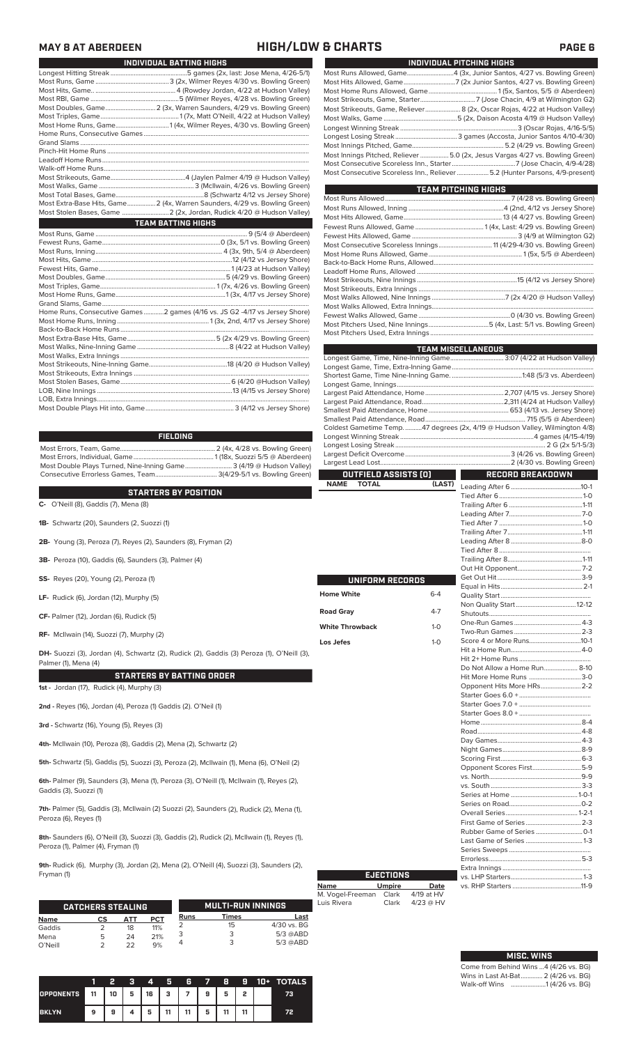# HIGH/LOW & CHARTS

MAY 8 AT ABERDEEN

## INDIVIDUAL BATTING HIGHS

| | |
|---|---|
| Longest Hitting Streak | 5 games (2x, last: Jose Mena, 4/26-5/1) |
| Most Runs, Game | 3 (2x, Wilmer Reyes 4/30 vs. Bowling Green) |
| Most Hits, Game | 4 (Rowdey Jordan, 4/22 at Hudson Valley) |
| Most RBI, Game | 5 (Wilmer Reyes, 4/28 vs. Bowling Green) |
| Most Doubles, Game | 2 (3x, Warren Saunders, 4/29 vs. Bowling Green) |
| Most Triples, Game | 1 (7x, Matt O'Neill, 4/22 at Hudson Valley) |
| Most Home Runs, Game | 1 (4x, Wilmer Reyes, 4/30 vs. Bowling Green) |
| Home Runs, Consecutive Games | |
| Grand Slams | |
| Pinch-Hit Home Runs | |
| Leadoff Home Runs | |
| Walk-off Home Runs | |
| Most Strikeouts, Game | 4 (Jaylen Palmer 4/19 @ Hudson Valley) |
| Most Walks, Game | 3 (McIlwain, 4/26 vs. Bowling Green) |
| Most Total Bases, Game | 8 (Schwartz 4/12 vs. Jersey Shore) |
| Most Extra-Base Hits, Game | 2 (4x, Warren Saunders, 4/29 vs. Bowling Green) |
| Most Stolen Bases, Game | 2 (2x, Jordan, Rudick 4/20 @ Hudson Valley) |

## TEAM BATTING HIGHS

| | |
|---|---|
| Most Runs, Game | 9 (5/4 @ Aberdeen) |
| Fewest Runs, Game | 0 (3x, 5/1 vs. Bowling Green) |
| Most Runs, Inning | 4 (3x, 9th, 5/4 @ Aberdeen) |
| Most Hits, Game | 12 (4/12 vs Jersey Shore) |
| Fewest Hits, Game | 1 (4/23 at Hudson Valley) |
| Most Doubles, Game | 5 (4/29 vs. Bowling Green) |
| Most Triples, Game | 1 (7x, 4/26 vs. Bowling Green) |
| Most Home Runs, Game | 1 (3x, 4/17 vs Jersey Shore) |
| Grand Slams, Game | |
| Home Runs, Consecutive Games | 2 games (4/16 vs. JS G2 -4/17 vs Jersey Shore) |
| Most Home Runs, Inning | 1 (3x, 2nd, 4/17 vs Jersey Shore) |
| Back-to-Back Home Runs | |
| Most Extra-Base Hits, Game | 5 (2x 4/29 vs. Bowling Green) |
| Most Walks, Nine-Inning Game | 8 (4/22 at Hudson Valley) |
| Most Walks, Extra Innings | |
| Most Strikeouts, Nine-Inning Game | 18 (4/20 @ Hudson Valley) |
| Most Strikeouts, Extra Innings | |
| Most Stolen Bases, Game | 6 (4/20 @Hudson Valley) |
| LOB, Nine Innings | 13 (4/15 vs Jersey Shore) |
| LOB, Extra Innings | |
| Most Double Plays Hit into, Game | 3 (4/12 vs Jersey Shore) |

## FIELDING

| | |
|---|---|
| Most Errors, Team, Game | 2 (4x, 4/28 vs. Bowling Green) |
| Most Errors, Individual, Game | 1 (18x, Suozzi 5/5 @ Aberdeen) |
| Most Double Plays Turned, Nine-Inning Game | 3 (4/19 @ Hudson Valley) |
| Consecutive Errorless Games, Team | 3(4/29-5/1 vs. Bowling Green) |

## STARTERS BY POSITION

**C-** O'Neill (8), Gaddis (7), Mena (8)

**1B-** Schwartz (20), Saunders (2, Suozzi (1)

**2B-** Young (3), Peroza (7), Reyes (2), Saunders (8), Fryman (2)

**3B-** Peroza (10), Gaddis (6), Saunders (3), Palmer (4)

**SS-** Reyes (20), Young (2), Peroza (1)

**LF-** Rudick (6), Jordan (12), Murphy (5)

**CF-** Palmer (12), Jordan (6), Rudick (5)

**RF-** McIlwain (14), Suozzi (7), Murphy (2)

**DH-** Suozzi (3), Jordan (4), Schwartz (2), Rudick (2), Gaddis (3) Peroza (1), O'Neill (3), Palmer (1), Mena (4)

## STARTERS BY BATTING ORDER

**1st -** Jordan (17), Rudick (4), Murphy (3)

**2nd -** Reyes (16), Jordan (4), Peroza (1) Gaddis (2). O'Neil (1)

**3rd -** Schwartz (16), Young (5), Reyes (3)

**4th-** McIlwain (10), Peroza (8), Gaddis (2), Mena (2), Schwartz (2)

**5th-** Schwartz (5), Gaddis (5), Suozzi (3), Peroza (2), McIlwain (1), Mena (6), O'Neil (2)

**6th-** Palmer (9), Saunders (3), Mena (1), Peroza (3), O'Neill (1), McIlwain (1), Reyes (2), Gaddis (3), Suozzi (1)

**7th-** Palmer (5), Gaddis (3), McIlwain (2) Suozzi (2), Saunders (2), Rudick (2), Mena (1), Peroza (6), Reyes (1)

**8th-** Saunders (6), O'Neill (3), Suozzi (3), Gaddis (2), Rudick (2), McIlwain (1), Reyes (1), Peroza (1), Palmer (4), Fryman (1)

**9th-** Rudick (6), Murphy (3), Jordan (2), Mena (2), O'Neill (4), Suozzi (3), Saunders (2), Fryman (1)

## CATCHERS STEALING

| Name | CS | ATT | PCT |
|---|---|---|---|
| Gaddis | 2 | 18 | 11% |
| Mena | 5 | 24 | 21% |
| O'Neill | 2 | 22 | 9% |

## MULTI-RUN INNINGS

| Runs | Times | Last |
|---|---|---|
| 2 | 15 | 4/30 vs. BG |
| 3 | 3 | 5/3 @ABD |
| 4 | 3 | 5/3 @ABD |

| | 1 | 2 | 3 | 4 | 5 | 6 | 7 | 8 | 9 | 10+ | TOTALS |
|---|---|---|---|---|---|---|---|---|---|---|---|
| OPPONENTS | 11 | 10 | 5 | 16 | 3 | 7 | 9 | 5 | 2 | | 73 |
| BKLYN | 9 | 9 | 4 | 5 | 11 | 11 | 5 | 11 | 11 | | 72 |

## INDIVIDUAL PITCHING HIGHS

| | |
|---|---|
| Most Runs Allowed, Game | 4 (3x, Junior Santos, 4/27 vs. Bowling Green) |
| Most Hits Allowed, Game | 7 (2x Junior Santos, 4/27 vs. Bowling Green) |
| Most Home Runs Allowed, Game | 1 (5x, Santos, 5/5 @ Aberdeen) |
| Most Strikeouts, Game, Starter | 7 (Jose Chacin, 4/9 at Wilmington G2) |
| Most Strikeouts, Game, Reliever | 8 (2x, Oscar Rojas, 4/22 at Hudson Valley) |
| Most Walks, Game | 5 (2x, Daison Acosta 4/19 @ Hudson Valley) |
| Longest Winning Streak | 3 (Oscar Rojas, 4/16-5/5) |
| Longest Losing Streak | 3 games (Accosta, Junior Santos 4/10-4/30) |
| Most Innings Pitched, Game | 5.2 (4/29 vs. Bowling Green) |
| Most Innings Pitched, Reliever | 5.0 (2x, Jesus Vargas 4/27 vs. Bowling Green) |
| Most Consecutive Scoreless Inn., Starter | 7 (Jose Chacin, 4/9-4/28) |
| Most Consecutive Scoreless Inn., Reliever | 5.2 (Hunter Parsons, 4/9-present) |

## TEAM PITCHING HIGHS

| | |
|---|---|
| Most Runs Allowed | 7 (4/28 vs. Bowling Green) |
| Most Runs Allowed, Inning | 4 (2nd, 4/12 vs Jersey Shore) |
| Most Hits Allowed, Game | 13 (4 4/27 vs. Bowling Green) |
| Fewest Runs Allowed, Game | 1 (4x, Last: 4/29 vs. Bowling Green) |
| Fewest Hits Allowed, Game | 3 (4/9 at Wilmington G2) |
| Most Consecutive Scoreless Innings | 11 (4/29-4/30 vs. Bowling Green) |
| Most Home Runs Allowed, Game | 1 (5x, 5/5 @ Aberdeen) |
| Back-to-Back Home Runs, Allowed | |
| Leadoff Home Runs, Allowed | |
| Most Strikeouts, Nine Innings | 15 (4/12 vs Jersey Shore) |
| Most Strikeouts, Extra Innings | |
| Most Walks Allowed, Nine Innings | 7 (2x 4/20 @ Hudson Valley) |
| Most Walks Allowed, Extra Innings | |
| Fewest Walks Allowed, Game | 0 (4/30 vs. Bowling Green) |
| Most Pitchers Used, Nine Innings | 5 (4x, Last: 5/1 vs. Bowling Green) |
| Most Pitchers Used, Extra Innings | |

## TEAM MISCELLANEOUS

| | |
|---|---|
| Longest Game, Time, Nine-Inning Game | 3:07 (4/22 at Hudson Valley) |
| Longest Game, Time, Extra-Inning Game | |
| Shortest Game, Time Nine-Inning Game. | 1:48 (5/3 vs. Aberdeen) |
| Longest Game, Innings | |
| Largest Paid Attendance, Home | 2,707 (4/15 vs. Jersey Shore) |
| Largest Paid Attendance, Road | 2,311 (4/24 at Hudson Valley) |
| Smallest Paid Attendance, Home | 653 (4/13 vs. Jersey Shore) |
| Smallest Paid Attendance, Road | 715 (5/5 @ Aberdeen) |
| Coldest Gametime Temp. | 47 degrees (2x, 4/19 @ Hudson Valley, Wilmington 4/8) |
| Longest Winning Streak | 4 games (4/15-4/19) |
| Longest Losing Streak | 2 G (2x 5/1-5/3) |
| Largest Deficit Overcome | 3 (4/26 vs. Bowling Green) |
| Largest Lead Lost | 2 (4/30 vs. Bowling Green) |

## OUTFIELD ASSISTS (0)

| NAME | TOTAL | (LAST) |
|---|---|---|

## UNIFORM RECORDS

| | |
|---|---|
| Home White | 6-4 |
| Road Gray | 4-7 |
| White Throwback | 1-0 |
| Los Jefes | 1-0 |

## EJECTIONS

| Name | Umpire | Date |
|---|---|---|
| M. Vogel-Freeman | Clark | 4/19 at HV |
| Luis Rivera | Clark | 4/23 @ HV |

## RECORD BREAKDOWN

| | |
|---|---|
| Leading After 6 | 10-1 |
| Tied After 6 | 1-0 |
| Trailing After 6 | 1-11 |
| Leading After 7 | 7-0 |
| Tied After 7 | 1-0 |
| Trailing After 7 | 1-11 |
| Leading After 8 | 8-0 |
| Tied After 8 | |
| Trailing After 8 | 1-11 |
| Out Hit Opponent | 7-2 |
| Get Out Hit | 3-9 |
| Equal in Hits | 2-1 |
| Quality Start | |
| Non Quality Start | 12-12 |
| Shutouts | |
| One-Run Games | 4-3 |
| Two-Run Games | 2-3 |
| Score 4 or More Runs | 10-1 |
| Hit a Home Run | 4-0 |
| Hit 2+ Home Runs | |
| Do Not Allow a Home Run | 8-10 |
| Hit More Home Runs | 3-0 |
| Opponent Hits More HRs | 2-2 |
| Starter Goes 6.0 + | |
| Starter Goes 7.0 + | |
| Starter Goes 8.0 + | |
| Home | 8-4 |
| Road | 4-8 |
| Day Games | 4-3 |
| Night Games | 8-9 |
| Scoring First | 6-3 |
| Opponent Scores First | 5-9 |
| vs. North | 9-9 |
| vs. South | 3-3 |
| Series at Home | 1-0-1 |
| Series on Road | 0-2 |
| Overall Series | 1-2-1 |
| First Game of Series | 2-3 |
| Rubber Game of Series | 0-1 |
| Last Game of Series | 1-3 |
| Series Sweeps | |
| Errorless | 5-3 |
| Extra Innings | |
| vs. LHP Starters | 1-3 |
| vs. RHP Starters | 11-9 |

## MISC. WINS

| | |
|---|---|
| Come from Behind Wins | 4 (4/26 vs. BG) |
| Wins in Last At-Bat | 2 (4/26 vs. BG) |
| Walk-off Wins | 1 (4/26 vs. BG) |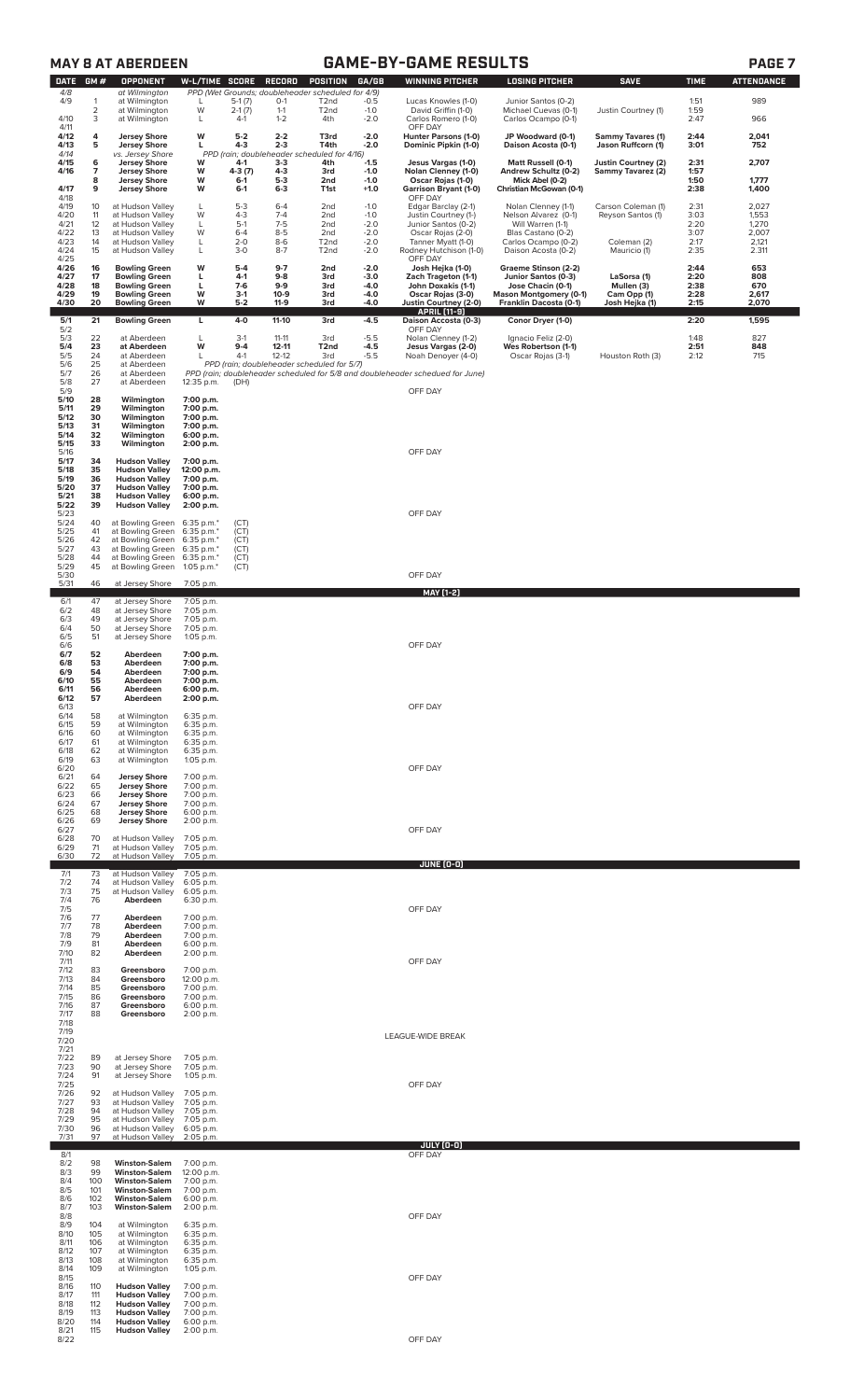## MAY 8 AT ABERDEEN — GAME-BY-GAME RESULTS

| DATE | GM # | OPPONENT | W-L/TIME | SCORE | RECORD | POSITION | GA/GB | WINNING PITCHER | LOSING PITCHER | SAVE | TIME | ATTENDANCE |
|---|---|---|---|---|---|---|---|---|---|---|---|---|
| 4/8 | | at Wilmington | PPD (Wet Grounds; doubleheader scheduled for 4/9) | | | | | | | | | |
| 4/9 | 1 | at Wilmington | L | 5-1 (7) | 0-1 | T2nd | -0.5 | Lucas Knowles (1-0) | Junior Santos (0-2) | | 1:51 | 989 |
| | 2 | at Wilmington | W | 2-1 (7) | 1-1 | T2nd | -1.0 | David Griffin (1-0) | Michael Cuevas (0-1) | Justin Courtney (1) | 1:59 | |
| 4/10 | 3 | at Wilmington | L | 4-1 | 1-2 | 4th | -2.0 | Carlos Romero (1-0) | Carlos Ocampo (0-1) | | 2:47 | 966 |
| 4/11 | | | | | | | | OFF DAY | | | | |
| **4/12** | **4** | **Jersey Shore** | **W** | **5-2** | **2-2** | **T3rd** | **-2.0** | **Hunter Parsons (1-0)** | **JP Woodward (0-1)** | **Sammy Tavares (1)** | **2:44** | **2,041** |
| **4/13** | **5** | **Jersey Shore** | **L** | **4-3** | **2-3** | **T4th** | **-2.0** | **Dominic Pipkin (1-0)** | **Daison Acosta (0-1)** | **Jason Ruffcorn (1)** | **3:01** | **752** |
| *4/14* | | *vs. Jersey Shore* | *PPD (rain; doubleheader scheduled for 4/16)* | | | | | | | | | |
| **4/15** | **6** | **Jersey Shore** | **W** | **4-1** | **3-3** | **4th** | **-1.5** | **Jesus Vargas (1-0)** | **Matt Russell (0-1)** | **Justin Courtney (2)** | **2:31** | **2,707** |
| **4/16** | **7** | **Jersey Shore** | **W** | **4-3 (7)** | **4-3** | **3rd** | **-1.0** | **Nolan Clenney (1-0)** | **Andrew Schultz (0-2)** | **Sammy Tavarez (2)** | **1:57** | |
| | **8** | **Jersey Shore** | **W** | **6-1** | **5-3** | **2nd** | **-1.0** | **Oscar Rojas (1-0)** | **Mick Abel (0-2)** | | **1:50** | **1,777** |
| **4/17** | **9** | **Jersey Shore** | **W** | **6-1** | **6-3** | **T1st** | **+1.0** | **Garrison Bryant (1-0)** | **Christian McGowan (0-1)** | | **2:38** | **1,400** |
| 4/18 | | | | | | | | OFF DAY | | | | |
| 4/19 | 10 | at Hudson Valley | L | 5-3 | 6-4 | 2nd | -1.0 | Edgar Barclay (2-1) | Nolan Clenney (1-1) | Carson Coleman (1) | 2:31 | 2,027 |
| 4/20 | 11 | at Hudson Valley | W | 4-3 | 7-4 | 2nd | -1.0 | Justin Courtney (1-) | Nelson Alvarez (0-1) | Reyson Santos (1) | 3:03 | 1,553 |
| 4/21 | 12 | at Hudson Valley | L | 5-1 | 7-5 | 2nd | -2.0 | Junior Santos (0-2) | Will Warren (1-1) | | 2:20 | 1,270 |
| 4/22 | 13 | at Hudson Valley | W | 6-4 | 8-5 | 2nd | -2.0 | Oscar Rojas (2-0) | Blas Castano (0-2) | | 3:07 | 2,007 |
| 4/23 | 14 | at Hudson Valley | L | 2-0 | 8-6 | T2nd | -2.0 | Tanner Myatt (1-0) | Carlos Ocampo (0-2) | Coleman (2) | 2:17 | 2,121 |
| 4/24 | 15 | at Hudson Valley | L | 3-0 | 8-7 | T2nd | -2.0 | Rodney Hutchison (1-0) | Daison Acosta (0-2) | Mauricio (1) | 2:35 | 2,311 |
| 4/25 | | | | | | | | OFF DAY | | | | |
| **4/26** | **16** | **Bowling Green** | **W** | **5-4** | **9-7** | **2nd** | **-2.0** | **Josh Hejka (1-0)** | **Graeme Stinson (2-2)** | | **2:44** | **653** |
| **4/27** | **17** | **Bowling Green** | **L** | **4-1** | **9-8** | **3rd** | **-3.0** | **Zach Trageton (1-1)** | **Junior Santos (0-3)** | **LaSorsa (1)** | **2:20** | **808** |
| **4/28** | **18** | **Bowling Green** | **L** | **7-6** | **9-9** | **3rd** | **-4.0** | **John Doxakis (1-1)** | **Jose Chacin (0-1)** | **Mullen (3)** | **2:38** | **670** |
| **4/29** | **19** | **Bowling Green** | **W** | **3-1** | **10-9** | **3rd** | **-4.0** | **Oscar Rojas (3-0)** | **Mason Montgomery (0-1)** | **Cam Opp (1)** | **2:28** | **2,617** |
| **4/30** | **20** | **Bowling Green** | **W** | **5-2** | **11-9** | **3rd** | **-4.0** | **Justin Courtney (2-0)** | **Franklin Dacosta (0-1)** | **Josh Hejka (1)** | **2:15** | **2,070** |
| | | | | | | | | **APRIL (11-9)** | | | | |
| **5/1** | **21** | **Bowling Green** | **L** | **4-0** | **11-10** | **3rd** | **-4.5** | **Daison Accosta (0-3)** | **Conor Dryer (1-0)** | | **2:20** | **1,595** |
| 5/2 | | | | | | | | OFF DAY | | | | |
| 5/3 | 22 | at Aberdeen | L | 3-1 | 11-11 | 3rd | -5.5 | Nolan Clenney (1-2) | Ignacio Feliz (2-0) | | 1:48 | 827 |
| **5/4** | **23** | **at Aberdeen** | **W** | **9-4** | **12-11** | **T2nd** | **-4.5** | **Jesus Vargas (2-0)** | **Wes Robertson (1-1)** | | **2:51** | **848** |
| 5/5 | 24 | at Aberdeen | L | 4-1 | 12-12 | 3rd | -5.5 | Noah Denoyer (4-0) | Oscar Rojas (3-1) | Houston Roth (3) | 2:12 | 715 |
| 5/6 | 25 | at Aberdeen | PPD (rain; doubleheader scheduled for 5/7) | | | | | | | | | |
| 5/7 | 26 | at Aberdeen | PPD (rain; doubleheader scheduled for 5/8 and doubleheader schedued for June) | | | | | | | | | |
| 5/8 | 27 | at Aberdeen | 12:35 p.m. | (DH) | | | | | | | | |
| 5/9 | | | | | | | | OFF DAY | | | | |
| **5/10** | **28** | **Wilmington** | **7:00 p.m.** | | | | | | | | | |
| **5/11** | **29** | **Wilmington** | **7:00 p.m.** | | | | | | | | | |
| **5/12** | **30** | **Wilmington** | **7:00 p.m.** | | | | | | | | | |
| **5/13** | **31** | **Wilmington** | **7:00 p.m.** | | | | | | | | | |
| **5/14** | **32** | **Wilmington** | **6:00 p.m.** | | | | | | | | | |
| **5/15** | **33** | **Wilmington** | **2:00 p.m.** | | | | | | | | | |
| 5/16 | | | | | | | | OFF DAY | | | | |
| **5/17** | **34** | **Hudson Valley** | **7:00 p.m.** | | | | | | | | | |
| **5/18** | **35** | **Hudson Valley** | **12:00 p.m.** | | | | | | | | | |
| **5/19** | **36** | **Hudson Valley** | **7:00 p.m.** | | | | | | | | | |
| **5/20** | **37** | **Hudson Valley** | **7:00 p.m.** | | | | | | | | | |
| **5/21** | **38** | **Hudson Valley** | **6:00 p.m.** | | | | | | | | | |
| **5/22** | **39** | **Hudson Valley** | **2:00 p.m.** | | | | | | | | | |
| 5/23 | | | | | | | | OFF DAY | | | | |
| 5/24 | 40 | at Bowling Green | 6:35 p.m.* | (CT) | | | | | | | | |
| 5/25 | 41 | at Bowling Green | 6:35 p.m.* | (CT) | | | | | | | | |
| 5/26 | 42 | at Bowling Green | 6:35 p.m.* | (CT) | | | | | | | | |
| 5/27 | 43 | at Bowling Green | 6:35 p.m.* | (CT) | | | | | | | | |
| 5/28 | 44 | at Bowling Green | 6:35 p.m.* | (CT) | | | | | | | | |
| 5/29 | 45 | at Bowling Green | 1:05 p.m.* | (CT) | | | | | | | | |
| 5/30 | | | | | | | | OFF DAY | | | | |
| 5/31 | 46 | at Jersey Shore | 7:05 p.m. | | | | | | | | | |
| | | | | | | | | **MAY (1-2)** | | | | |
| 6/1 | 47 | at Jersey Shore | 7:05 p.m. | | | | | | | | | |
| 6/2 | 48 | at Jersey Shore | 7:05 p.m. | | | | | | | | | |
| 6/3 | 49 | at Jersey Shore | 7:05 p.m. | | | | | | | | | |
| 6/4 | 50 | at Jersey Shore | 7:05 p.m. | | | | | | | | | |
| 6/5 | 51 | at Jersey Shore | 1:05 p.m. | | | | | | | | | |
| 6/6 | | | | | | | | OFF DAY | | | | |
| **6/7** | **52** | **Aberdeen** | **7:00 p.m.** | | | | | | | | | |
| **6/8** | **53** | **Aberdeen** | **7:00 p.m.** | | | | | | | | | |
| **6/9** | **54** | **Aberdeen** | **7:00 p.m.** | | | | | | | | | |
| **6/10** | **55** | **Aberdeen** | **7:00 p.m.** | | | | | | | | | |
| **6/11** | **56** | **Aberdeen** | **6:00 p.m.** | | | | | | | | | |
| **6/12** | **57** | **Aberdeen** | **2:00 p.m.** | | | | | | | | | |
| 6/13 | | | | | | | | OFF DAY | | | | |
| 6/14 | 58 | at Wilmington | 6:35 p.m. | | | | | | | | | |
| 6/15 | 59 | at Wilmington | 6:35 p.m. | | | | | | | | | |
| 6/16 | 60 | at Wilmington | 6:35 p.m. | | | | | | | | | |
| 6/17 | 61 | at Wilmington | 6:35 p.m. | | | | | | | | | |
| 6/18 | 62 | at Wilmington | 6:35 p.m. | | | | | | | | | |
| 6/19 | 63 | at Wilmington | 1:05 p.m. | | | | | | | | | |
| 6/20 | | | | | | | | OFF DAY | | | | |
| 6/21 | 64 | **Jersey Shore** | 7:00 p.m. | | | | | | | | | |
| 6/22 | 65 | **Jersey Shore** | 7:00 p.m. | | | | | | | | | |
| 6/23 | 66 | **Jersey Shore** | 7:00 p.m. | | | | | | | | | |
| 6/24 | 67 | **Jersey Shore** | 7:00 p.m. | | | | | | | | | |
| 6/25 | 68 | **Jersey Shore** | 6:00 p.m. | | | | | | | | | |
| 6/26 | 69 | **Jersey Shore** | 2:00 p.m. | | | | | | | | | |
| 6/27 | | | | | | | | OFF DAY | | | | |
| 6/28 | 70 | at Hudson Valley | 7:05 p.m. | | | | | | | | | |
| 6/29 | 71 | at Hudson Valley | 7:05 p.m. | | | | | | | | | |
| 6/30 | 72 | at Hudson Valley | 7:05 p.m. | | | | | | | | | |
| | | | | | | | | **JUNE (0-0)** | | | | |
| 7/1 | 73 | at Hudson Valley | 7:05 p.m. | | | | | | | | | |
| 7/2 | 74 | at Hudson Valley | 6:05 p.m. | | | | | | | | | |
| 7/3 | 75 | at Hudson Valley | 6:05 p.m. | | | | | | | | | |
| 7/4 | 76 | **Aberdeen** | 6:30 p.m. | | | | | | | | | |
| 7/5 | | | | | | | | OFF DAY | | | | |
| 7/6 | 77 | **Aberdeen** | 7:00 p.m. | | | | | | | | | |
| 7/7 | 78 | **Aberdeen** | 7:00 p.m. | | | | | | | | | |
| 7/8 | 79 | **Aberdeen** | 7:00 p.m. | | | | | | | | | |
| 7/9 | 81 | **Aberdeen** | 6:00 p.m. | | | | | | | | | |
| 7/10 | 82 | **Aberdeen** | 2:00 p.m. | | | | | | | | | |
| 7/11 | | | | | | | | OFF DAY | | | | |
| 7/12 | 83 | **Greensboro** | 7:00 p.m. | | | | | | | | | |
| 7/13 | 84 | **Greensboro** | 12:00 p.m. | | | | | | | | | |
| 7/14 | 85 | **Greensboro** | 7:00 p.m. | | | | | | | | | |
| 7/15 | 86 | **Greensboro** | 7:00 p.m. | | | | | | | | | |
| 7/16 | 87 | **Greensboro** | 6:00 p.m. | | | | | | | | | |
| 7/17 | 88 | **Greensboro** | 2:00 p.m. | | | | | | | | | |
| 7/18 | | | | | | | | | | | | |
| 7/19 | | | | | | | | LEAGUE-WIDE BREAK | | | | |
| 7/20 | | | | | | | | | | | | |
| 7/21 | | | | | | | | | | | | |
| 7/22 | 89 | at Jersey Shore | 7:05 p.m. | | | | | | | | | |
| 7/23 | 90 | at Jersey Shore | 7:05 p.m. | | | | | | | | | |
| 7/24 | 91 | at Jersey Shore | 1:05 p.m. | | | | | | | | | |
| 7/25 | | | | | | | | OFF DAY | | | | |
| 7/26 | 92 | at Hudson Valley | 7:05 p.m. | | | | | | | | | |
| 7/27 | 93 | at Hudson Valley | 7:05 p.m. | | | | | | | | | |
| 7/28 | 94 | at Hudson Valley | 7:05 p.m. | | | | | | | | | |
| 7/29 | 95 | at Hudson Valley | 7:05 p.m. | | | | | | | | | |
| 7/30 | 96 | at Hudson Valley | 6:05 p.m. | | | | | | | | | |
| 7/31 | 97 | at Hudson Valley | 2:05 p.m. | | | | | | | | | |
| | | | | | | | | **JULY (0-0)** | | | | |
| 8/1 | | | | | | | | OFF DAY | | | | |
| 8/2 | 98 | **Winston-Salem** | 7:00 p.m. | | | | | | | | | |
| 8/3 | 99 | **Winston-Salem** | 12:00 p.m. | | | | | | | | | |
| 8/4 | 100 | **Winston-Salem** | 7:00 p.m. | | | | | | | | | |
| 8/5 | 101 | **Winston-Salem** | 7:00 p.m. | | | | | | | | | |
| 8/6 | 102 | **Winston-Salem** | 6:00 p.m. | | | | | | | | | |
| 8/7 | 103 | **Winston-Salem** | 2:00 p.m. | | | | | | | | | |
| 8/8 | | | | | | | | OFF DAY | | | | |
| 8/9 | 104 | at Wilmington | 6:35 p.m. | | | | | | | | | |
| 8/10 | 105 | at Wilmington | 6:35 p.m. | | | | | | | | | |
| 8/11 | 106 | at Wilmington | 6:35 p.m. | | | | | | | | | |
| 8/12 | 107 | at Wilmington | 6:35 p.m. | | | | | | | | | |
| 8/13 | 108 | at Wilmington | 6:35 p.m. | | | | | | | | | |
| 8/14 | 109 | at Wilmington | 1:05 p.m. | | | | | | | | | |
| 8/15 | | | | | | | | OFF DAY | | | | |
| 8/16 | 110 | **Hudson Valley** | 7:00 p.m. | | | | | | | | | |
| 8/17 | 111 | **Hudson Valley** | 7:00 p.m. | | | | | | | | | |
| 8/18 | 112 | **Hudson Valley** | 7:00 p.m. | | | | | | | | | |
| 8/19 | 113 | **Hudson Valley** | 7:00 p.m. | | | | | | | | | |
| 8/20 | 114 | **Hudson Valley** | 6:00 p.m. | | | | | | | | | |
| 8/21 | 115 | **Hudson Valley** | 2:00 p.m. | | | | | | | | | |
| 8/22 | | | | | | | | OFF DAY | | | | |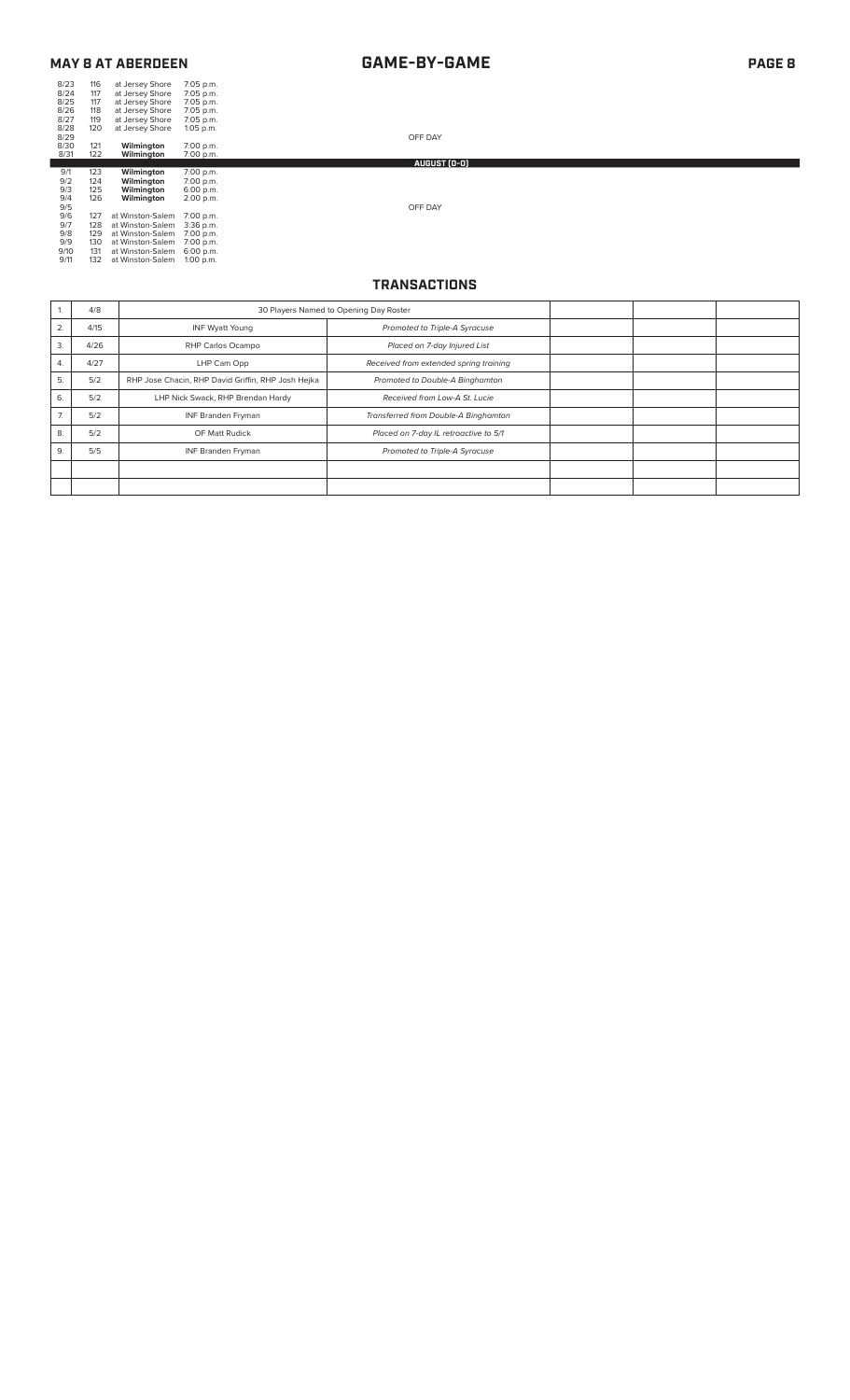## MAY 8 AT ABERDEEN

## GAME-BY-GAME

| | | | | |
|---|---|---|---|---|
| 8/23 | 116 | at Jersey Shore | 7:05 p.m. | |
| 8/24 | 117 | at Jersey Shore | 7:05 p.m. | |
| 8/25 | 117 | at Jersey Shore | 7:05 p.m. | |
| 8/26 | 118 | at Jersey Shore | 7:05 p.m. | |
| 8/27 | 119 | at Jersey Shore | 7:05 p.m. | |
| 8/28 | 120 | at Jersey Shore | 1:05 p.m. | |
| 8/29 | | | | OFF DAY |
| 8/30 | 121 | **Wilmington** | 7:00 p.m. | |
| 8/31 | 122 | **Wilmington** | 7:00 p.m. | |
| | | | | **AUGUST (0-0)** |
| 9/1 | 123 | **Wilmington** | 7:00 p.m. | |
| 9/2 | 124 | **Wilmington** | 7:00 p.m. | |
| 9/3 | 125 | **Wilmington** | 6:00 p.m. | |
| 9/4 | 126 | **Wilmington** | 2:00 p.m. | |
| 9/5 | | | | OFF DAY |
| 9/6 | 127 | at Winston-Salem | 7:00 p.m. | |
| 9/7 | 128 | at Winston-Salem | 3:36 p.m. | |
| 9/8 | 129 | at Winston-Salem | 7:00 p.m. | |
| 9/9 | 130 | at Winston-Salem | 7:00 p.m. | |
| 9/10 | 131 | at Winston-Salem | 6:00 p.m. | |
| 9/11 | 132 | at Winston-Salem | 1:00 p.m. | |

## TRANSACTIONS

| | | | | | | |
|---|---|---|---|---|---|---|
| 1. | 4/8 | 30 Players Named to Opening Day Roster | | | | |
| 2. | 4/15 | INF Wyatt Young | *Promoted to Triple-A Syracuse* | | | |
| 3. | 4/26 | RHP Carlos Ocampo | *Placed on 7-day Injured List* | | | |
| 4. | 4/27 | LHP Cam Opp | *Received from extended spring training* | | | |
| 5. | 5/2 | RHP Jose Chacin, RHP David Griffin, RHP Josh Hejka | *Promoted to Double-A Binghamton* | | | |
| 6. | 5/2 | LHP Nick Swack, RHP Brendan Hardy | *Received from Low-A St. Lucie* | | | |
| 7. | 5/2 | INF Branden Fryman | *Transferred from Double-A Binghamton* | | | |
| 8. | 5/2 | OF Matt Rudick | *Placed on 7-day IL retroactive to 5/1* | | | |
| 9. | 5/5 | INF Branden Fryman | *Promoted to Triple-A Syracuse* | | | |
| | | | | | | |
| | | | | | | |